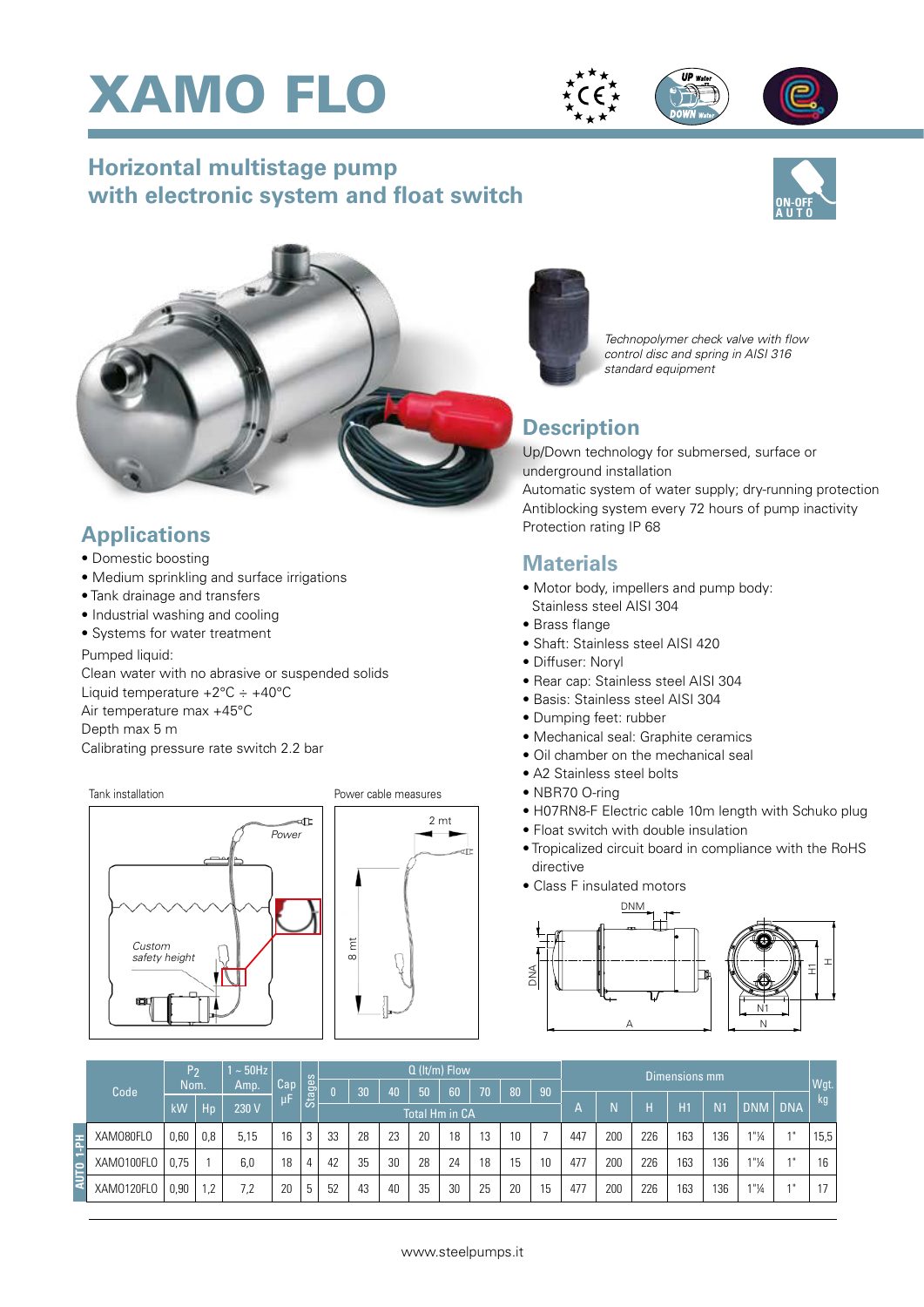# XAMO FLO

## Horizontal multistage pump with electronic system and float switch

ON-OFF AUTO

*Technopolymer check valve with flow control disc and spring in AISI 316 standard equipment*

## Applications

- Domestic boosting
- Medium sprinkling and surface irrigations
- Tank drainage and transfers
- Industrial washing and cooling
- Systems for water treatment

Pumped liquid:
Clean water with no abrasive or suspended solids
Liquid temperature +2°C ÷ +40°C
Air temperature max +45°C
Depth max 5 m
Calibrating pressure rate switch 2.2 bar

Tank installation

Power

Custom safety height

Power cable measures

2 mt

8 mt

## Description

Up/Down technology for submersed, surface or underground installation
Automatic system of water supply; dry-running protection
Antiblocking system every 72 hours of pump inactivity
Protection rating IP 68

## Materials

- Motor body, impellers and pump body: Stainless steel AISI 304
- Brass flange
- Shaft: Stainless steel AISI 420
- Diffuser: Noryl
- Rear cap: Stainless steel AISI 304
- Basis: Stainless steel AISI 304
- Dumping feet: rubber
- Mechanical seal: Graphite ceramics
- Oil chamber on the mechanical seal
- A2 Stainless steel bolts
- NBR70 O-ring
- H07RN8-F Electric cable 10m length with Schuko plug
- Float switch with double insulation
- Tropicalized circuit board in compliance with the RoHS directive
- Class F insulated motors

DNM, DNA, A, H1, H, N1, N

| | Code | $P_2$ Nom. | | 1 ~ 50Hz Amp. | Cap µF | Stages | Q (lt/m) Flow | | | | | | | | Dimensions mm | | | | | | | Wgt. kg |
|---|---|---|---|---|---|---|---|---|---|---|---|---|---|---|---|---|---|---|---|---|---|---|
| | | kW | Hp | 230 V | | | 0 | 30 | 40 | 50 | 60 | 70 | 80 | 90 | A | N | H | H1 | N1 | DNM | DNA | |
| | | | | | | | Total Hm in CA | | | | | | | | | | | | | | | |
| AUTO 1-PH | XAMO80FLO | 0,60 | 0,8 | 5,15 | 16 | 3 | 33 | 28 | 23 | 20 | 18 | 13 | 10 | 7 | 447 | 200 | 226 | 163 | 136 | 1"¼ | 1" | 15,5 |
| AUTO 1-PH | XAMO100FLO | 0,75 | 1 | 6,0 | 18 | 4 | 42 | 35 | 30 | 28 | 24 | 18 | 15 | 10 | 477 | 200 | 226 | 163 | 136 | 1"¼ | 1" | 16 |
| AUTO 1-PH | XAMO120FLO | 0,90 | 1,2 | 7,2 | 20 | 5 | 52 | 43 | 40 | 35 | 30 | 25 | 20 | 15 | 477 | 200 | 226 | 163 | 136 | 1"¼ | 1" | 17 |

www.steelpumps.it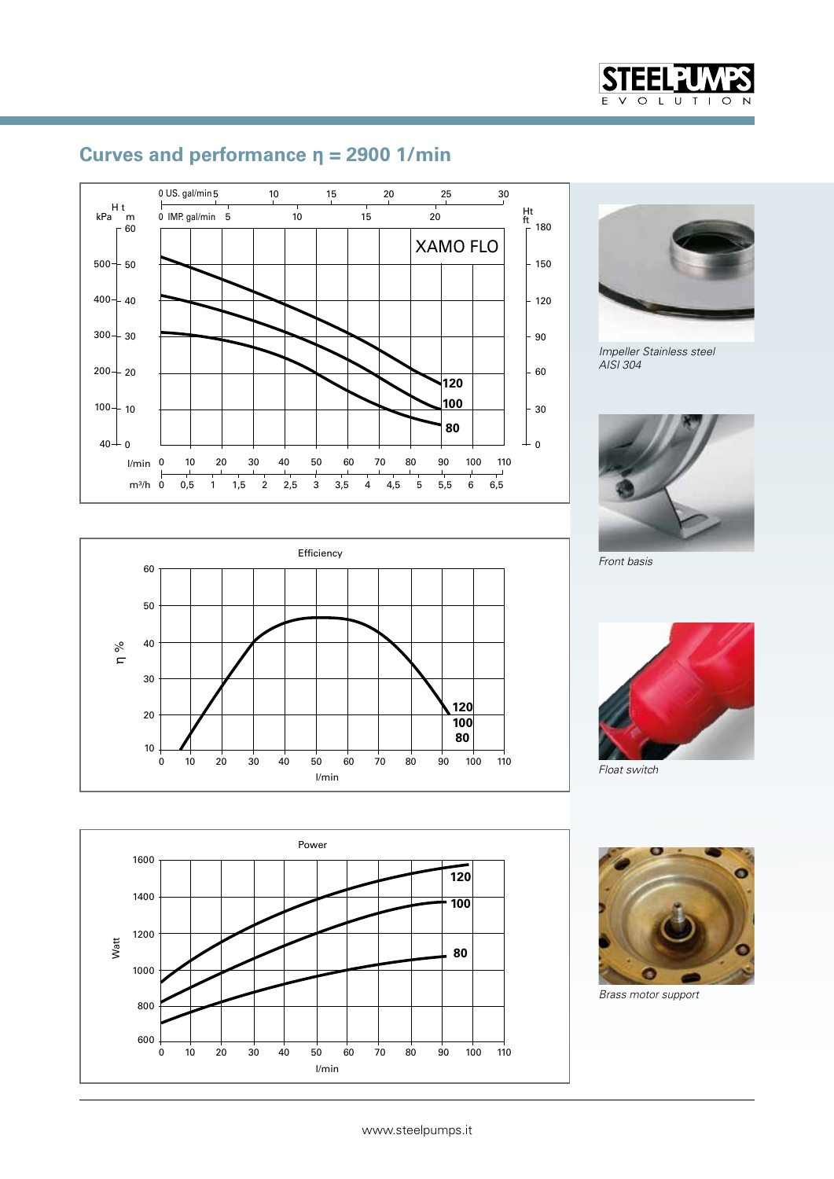## Curves and performance η = 2900 1/min

0 US. gal/min 5 10 15 20 25 30

0 IMP. gal/min 5 10 15 20

H t
kPa m

Ht
ft

XAMO FLO

60 180
500 50 150
400 40 120
300 30 90
200 20 60
100 10 30
40 0 0

120
100
80

l/min 0 10 20 30 40 50 60 70 80 90 100 110

m³/h 0 0,5 1 1,5 2 2,5 3 3,5 4 4,5 5 5,5 6 6,5

Efficiency

η %

60
50
40
30
20
10

120
100
80

0 10 20 30 40 50 60 70 80 90 100 110

l/min

Power

Watt

1600
1400
1200
1000
800
600

120
100
80

0 10 20 30 40 50 60 70 80 90 100 110

l/min

*Impeller Stainless steel AISI 304*

*Front basis*

*Float switch*

*Brass motor support*

www.steelpumps.it